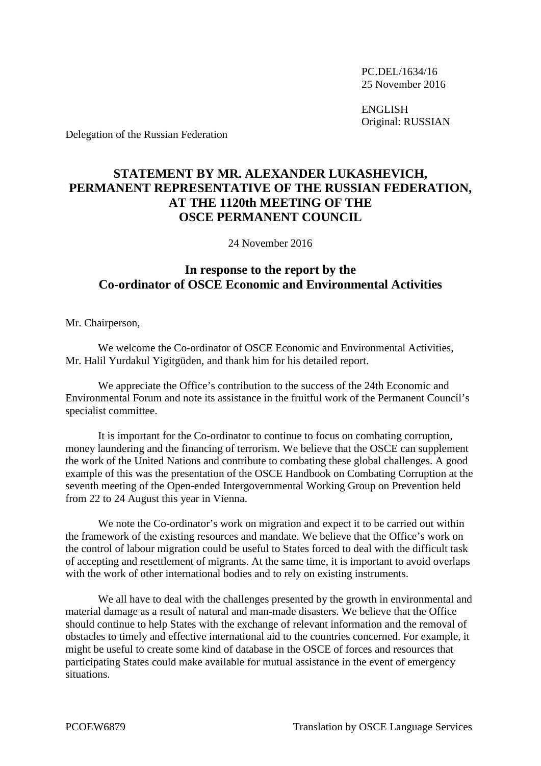PC.DEL/1634/16
25 November 2016

ENGLISH
Original: RUSSIAN

Delegation of the Russian Federation

# STATEMENT BY MR. ALEXANDER LUKASHEVICH, PERMANENT REPRESENTATIVE OF THE RUSSIAN FEDERATION, AT THE 1120th MEETING OF THE OSCE PERMANENT COUNCIL

24 November 2016

## In response to the report by the Co-ordinator of OSCE Economic and Environmental Activities

Mr. Chairperson,

We welcome the Co-ordinator of OSCE Economic and Environmental Activities, Mr. Halil Yurdakul Yigitgüden, and thank him for his detailed report.

We appreciate the Office's contribution to the success of the 24th Economic and Environmental Forum and note its assistance in the fruitful work of the Permanent Council's specialist committee.

It is important for the Co-ordinator to continue to focus on combating corruption, money laundering and the financing of terrorism. We believe that the OSCE can supplement the work of the United Nations and contribute to combating these global challenges. A good example of this was the presentation of the OSCE Handbook on Combating Corruption at the seventh meeting of the Open-ended Intergovernmental Working Group on Prevention held from 22 to 24 August this year in Vienna.

We note the Co-ordinator's work on migration and expect it to be carried out within the framework of the existing resources and mandate. We believe that the Office's work on the control of labour migration could be useful to States forced to deal with the difficult task of accepting and resettlement of migrants. At the same time, it is important to avoid overlaps with the work of other international bodies and to rely on existing instruments.

We all have to deal with the challenges presented by the growth in environmental and material damage as a result of natural and man-made disasters. We believe that the Office should continue to help States with the exchange of relevant information and the removal of obstacles to timely and effective international aid to the countries concerned. For example, it might be useful to create some kind of database in the OSCE of forces and resources that participating States could make available for mutual assistance in the event of emergency situations.

PCOEW6879 Translation by OSCE Language Services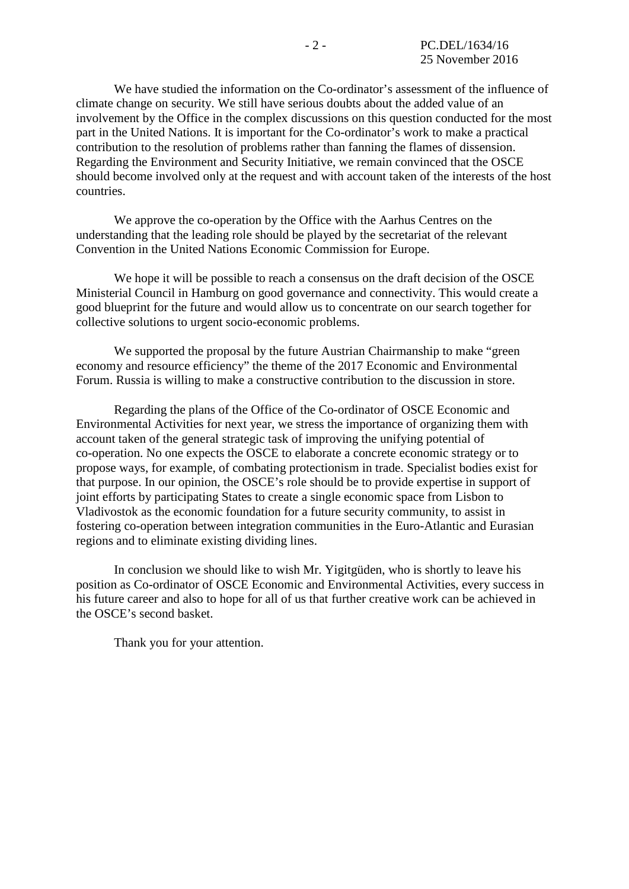We have studied the information on the Co-ordinator's assessment of the influence of climate change on security. We still have serious doubts about the added value of an involvement by the Office in the complex discussions on this question conducted for the most part in the United Nations. It is important for the Co-ordinator's work to make a practical contribution to the resolution of problems rather than fanning the flames of dissension. Regarding the Environment and Security Initiative, we remain convinced that the OSCE should become involved only at the request and with account taken of the interests of the host countries.

We approve the co-operation by the Office with the Aarhus Centres on the understanding that the leading role should be played by the secretariat of the relevant Convention in the United Nations Economic Commission for Europe.

We hope it will be possible to reach a consensus on the draft decision of the OSCE Ministerial Council in Hamburg on good governance and connectivity. This would create a good blueprint for the future and would allow us to concentrate on our search together for collective solutions to urgent socio-economic problems.

We supported the proposal by the future Austrian Chairmanship to make "green economy and resource efficiency" the theme of the 2017 Economic and Environmental Forum. Russia is willing to make a constructive contribution to the discussion in store.

Regarding the plans of the Office of the Co-ordinator of OSCE Economic and Environmental Activities for next year, we stress the importance of organizing them with account taken of the general strategic task of improving the unifying potential of co-operation. No one expects the OSCE to elaborate a concrete economic strategy or to propose ways, for example, of combating protectionism in trade. Specialist bodies exist for that purpose. In our opinion, the OSCE's role should be to provide expertise in support of joint efforts by participating States to create a single economic space from Lisbon to Vladivostok as the economic foundation for a future security community, to assist in fostering co-operation between integration communities in the Euro-Atlantic and Eurasian regions and to eliminate existing dividing lines.

In conclusion we should like to wish Mr. Yigitgüden, who is shortly to leave his position as Co-ordinator of OSCE Economic and Environmental Activities, every success in his future career and also to hope for all of us that further creative work can be achieved in the OSCE's second basket.

Thank you for your attention.